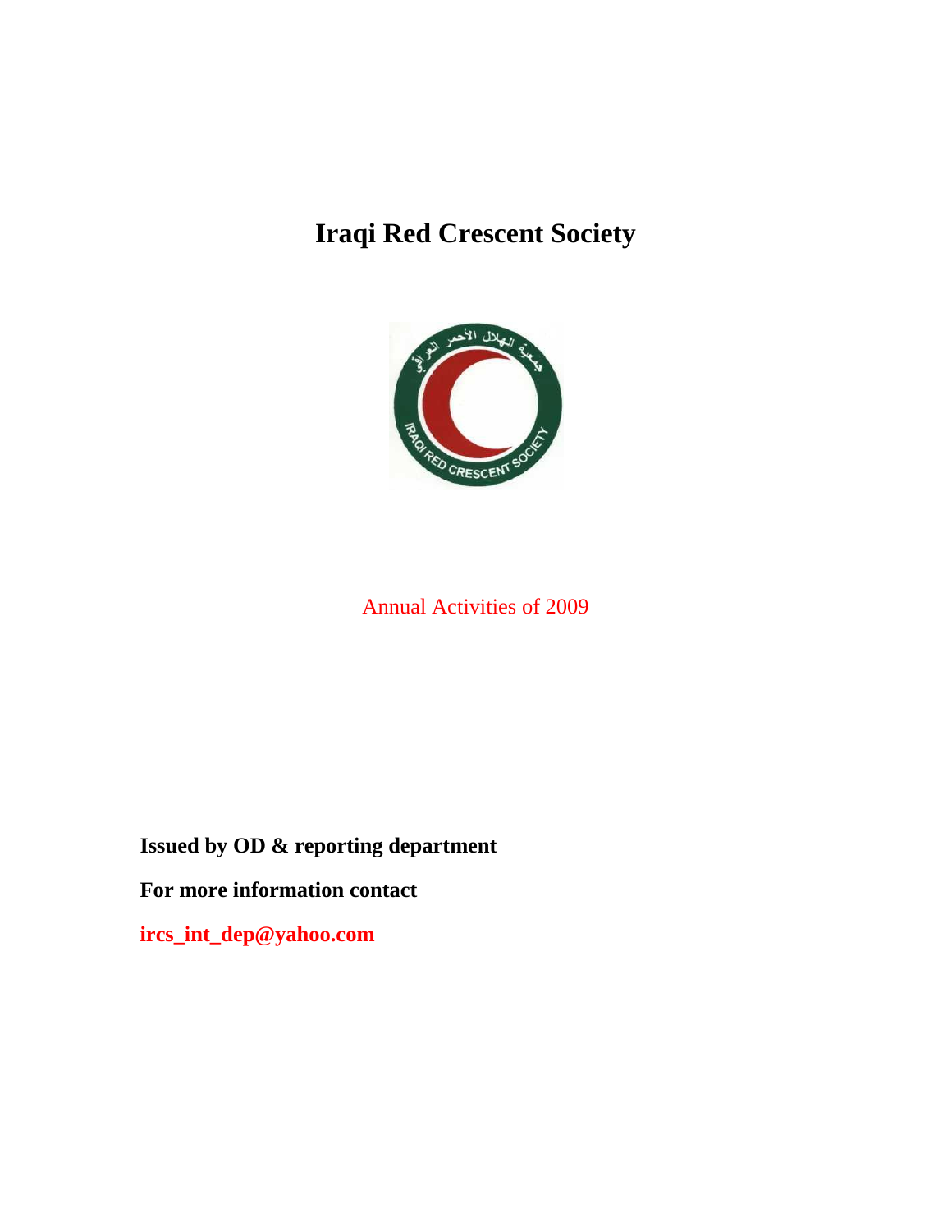# Iraqi Red Crescent Society

Annual Activities of 2009

**Issued by OD & reporting department**

**For more information contact**

**ircs_int_dep@yahoo.com**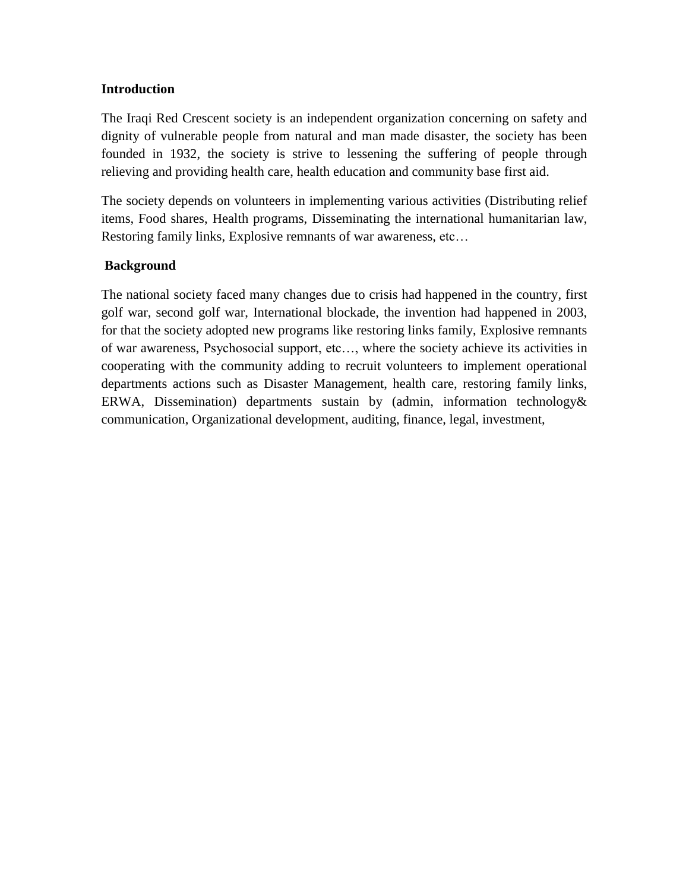## Introduction

The Iraqi Red Crescent society is an independent organization concerning on safety and dignity of vulnerable people from natural and man made disaster, the society has been founded in 1932, the society is strive to lessening the suffering of people through relieving and providing health care, health education and community base first aid.

The society depends on volunteers in implementing various activities (Distributing relief items, Food shares, Health programs, Disseminating the international humanitarian law, Restoring family links, Explosive remnants of war awareness, etc…

## Background

The national society faced many changes due to crisis had happened in the country, first golf war, second golf war, International blockade, the invention had happened in 2003, for that the society adopted new programs like restoring links family, Explosive remnants of war awareness, Psychosocial support, etc…, where the society achieve its activities in cooperating with the community adding to recruit volunteers to implement operational departments actions such as Disaster Management, health care, restoring family links, ERWA, Dissemination) departments sustain by (admin, information technology& communication, Organizational development, auditing, finance, legal, investment,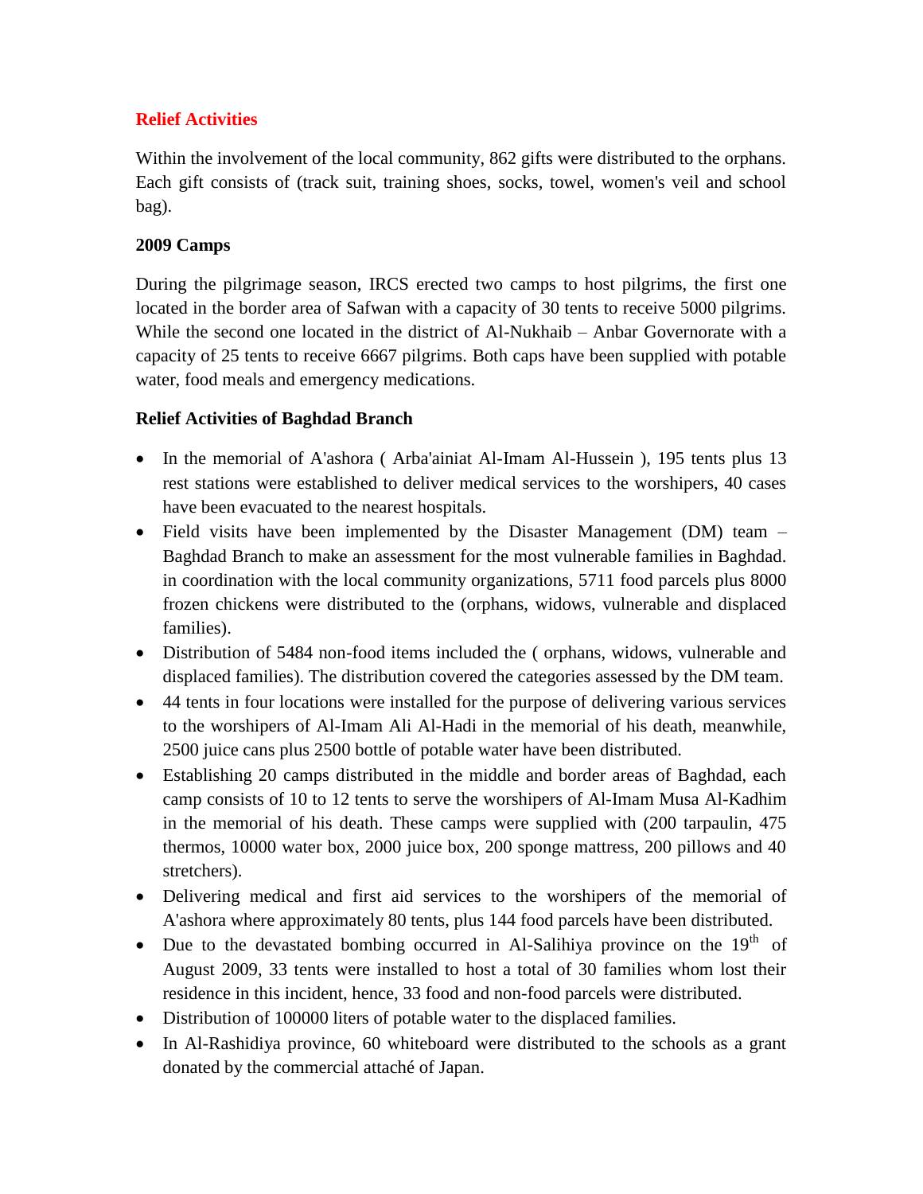## Relief Activities

Within the involvement of the local community, 862 gifts were distributed to the orphans. Each gift consists of (track suit, training shoes, socks, towel, women's veil and school bag).

### 2009 Camps

During the pilgrimage season, IRCS erected two camps to host pilgrims, the first one located in the border area of Safwan with a capacity of 30 tents to receive 5000 pilgrims. While the second one located in the district of Al-Nukhaib – Anbar Governorate with a capacity of 25 tents to receive 6667 pilgrims. Both caps have been supplied with potable water, food meals and emergency medications.

### Relief Activities of Baghdad Branch

- In the memorial of A'ashora ( Arba'ainiat Al-Imam Al-Hussein ), 195 tents plus 13 rest stations were established to deliver medical services to the worshipers, 40 cases have been evacuated to the nearest hospitals.
- Field visits have been implemented by the Disaster Management (DM) team – Baghdad Branch to make an assessment for the most vulnerable families in Baghdad. in coordination with the local community organizations, 5711 food parcels plus 8000 frozen chickens were distributed to the (orphans, widows, vulnerable and displaced families).
- Distribution of 5484 non-food items included the ( orphans, widows, vulnerable and displaced families). The distribution covered the categories assessed by the DM team.
- 44 tents in four locations were installed for the purpose of delivering various services to the worshipers of Al-Imam Ali Al-Hadi in the memorial of his death, meanwhile, 2500 juice cans plus 2500 bottle of potable water have been distributed.
- Establishing 20 camps distributed in the middle and border areas of Baghdad, each camp consists of 10 to 12 tents to serve the worshipers of Al-Imam Musa Al-Kadhim in the memorial of his death. These camps were supplied with (200 tarpaulin, 475 thermos, 10000 water box, 2000 juice box, 200 sponge mattress, 200 pillows and 40 stretchers).
- Delivering medical and first aid services to the worshipers of the memorial of A'ashora where approximately 80 tents, plus 144 food parcels have been distributed.
- Due to the devastated bombing occurred in Al-Salihiya province on the 19th of August 2009, 33 tents were installed to host a total of 30 families whom lost their residence in this incident, hence, 33 food and non-food parcels were distributed.
- Distribution of 100000 liters of potable water to the displaced families.
- In Al-Rashidiya province, 60 whiteboard were distributed to the schools as a grant donated by the commercial attaché of Japan.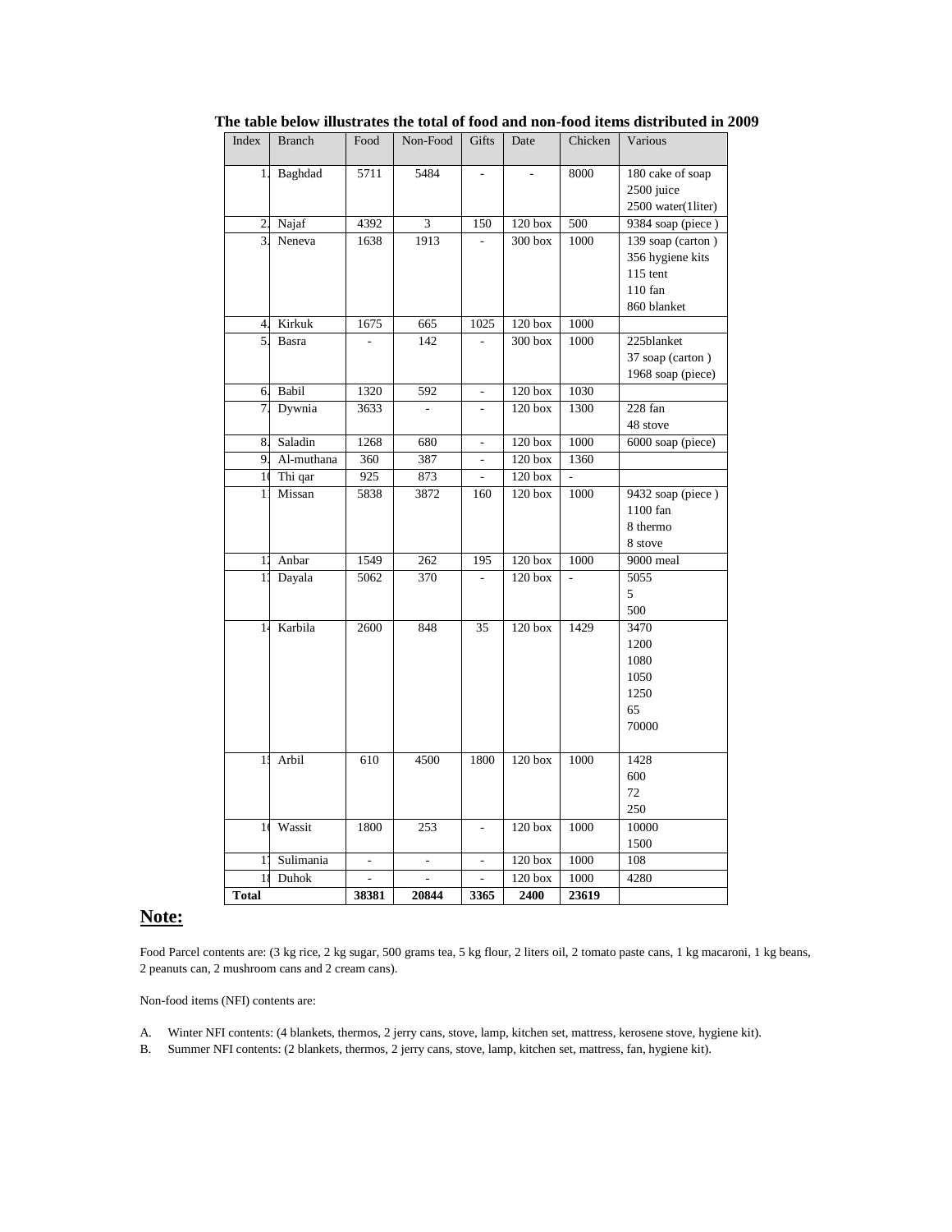**The table below illustrates the total of food and non-food items distributed in 2009**

| Index | Branch | Food | Non-Food | Gifts | Date | Chicken | Various |
|---|---|---|---|---|---|---|---|
| 1. | Baghdad | 5711 | 5484 | - | - | 8000 | 180 cake of soap<br>2500 juice<br>2500 water(1liter) |
| 2. | Najaf | 4392 | 3 | 150 | 120 box | 500 | 9384 soap (piece ) |
| 3. | Neneva | 1638 | 1913 | - | 300 box | 1000 | 139 soap (carton )<br>356 hygiene kits<br>115 tent<br>110 fan<br>860 blanket |
| 4. | Kirkuk | 1675 | 665 | 1025 | 120 box | 1000 | |
| 5. | Basra | - | 142 | - | 300 box | 1000 | 225blanket<br>37 soap (carton )<br>1968 soap (piece) |
| 6. | Babil | 1320 | 592 | - | 120 box | 1030 | |
| 7. | Dywnia | 3633 | - | - | 120 box | 1300 | 228 fan<br>48 stove |
| 8. | Saladin | 1268 | 680 | - | 120 box | 1000 | 6000 soap (piece) |
| 9. | Al-muthana | 360 | 387 | - | 120 box | 1360 | |
| 10 | Thi qar | 925 | 873 | - | 120 box | - | |
| 11 | Missan | 5838 | 3872 | 160 | 120 box | 1000 | 9432 soap (piece )<br>1100 fan<br>8 thermo<br>8 stove |
| 12 | Anbar | 1549 | 262 | 195 | 120 box | 1000 | 9000 meal |
| 13 | Dayala | 5062 | 370 | - | 120 box | - | 5055<br>5<br>500 |
| 14 | Karbila | 2600 | 848 | 35 | 120 box | 1429 | 3470<br>1200<br>1080<br>1050<br>1250<br>65<br>70000 |
| 15 | Arbil | 610 | 4500 | 1800 | 120 box | 1000 | 1428<br>600<br>72<br>250 |
| 16 | Wassit | 1800 | 253 | - | 120 box | 1000 | 10000<br>1500 |
| 17 | Sulimania | - | - | - | 120 box | 1000 | 108 |
| 18 | Duhok | - | - | - | 120 box | 1000 | 4280 |
| **Total** | | **38381** | **20844** | **3365** | **2400** | **23619** | |

## Note:

Food Parcel contents are: (3 kg rice, 2 kg sugar, 500 grams tea, 5 kg flour, 2 liters oil, 2 tomato paste cans, 1 kg macaroni, 1 kg beans, 2 peanuts can, 2 mushroom cans and 2 cream cans).

Non-food items (NFI) contents are:

A. Winter NFI contents: (4 blankets, thermos, 2 jerry cans, stove, lamp, kitchen set, mattress, kerosene stove, hygiene kit).

B. Summer NFI contents: (2 blankets, thermos, 2 jerry cans, stove, lamp, kitchen set, mattress, fan, hygiene kit).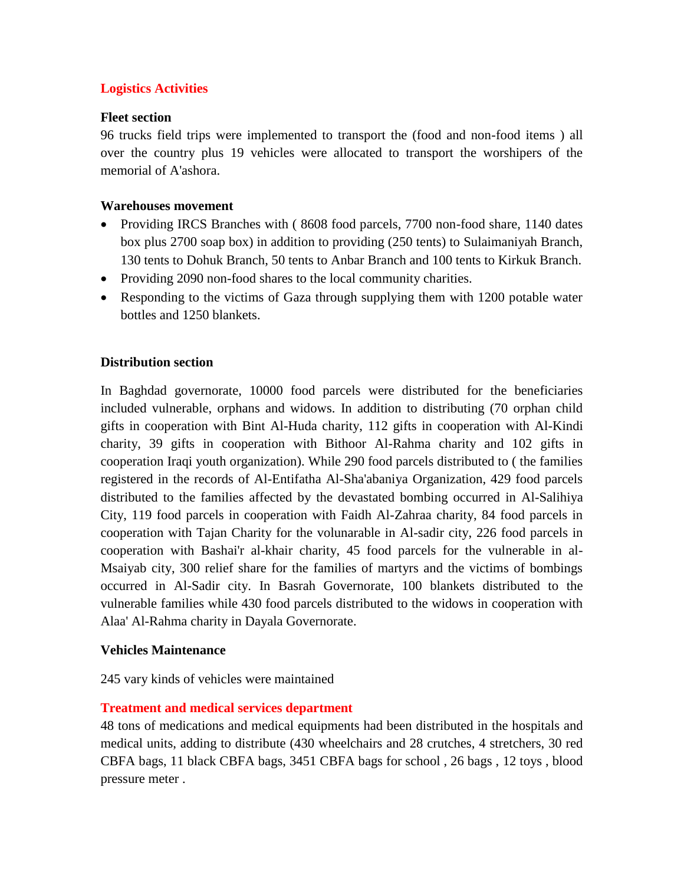## Logistics Activities

### Fleet section

96 trucks field trips were implemented to transport the (food and non-food items ) all over the country plus 19 vehicles were allocated to transport the worshipers of the memorial of A'ashora.

### Warehouses movement

- Providing IRCS Branches with ( 8608 food parcels, 7700 non-food share, 1140 dates box plus 2700 soap box) in addition to providing (250 tents) to Sulaimaniyah Branch, 130 tents to Dohuk Branch, 50 tents to Anbar Branch and 100 tents to Kirkuk Branch.
- Providing 2090 non-food shares to the local community charities.
- Responding to the victims of Gaza through supplying them with 1200 potable water bottles and 1250 blankets.

### Distribution section

In Baghdad governorate, 10000 food parcels were distributed for the beneficiaries included vulnerable, orphans and widows. In addition to distributing (70 orphan child gifts in cooperation with Bint Al-Huda charity, 112 gifts in cooperation with Al-Kindi charity, 39 gifts in cooperation with Bithoor Al-Rahma charity and 102 gifts in cooperation Iraqi youth organization). While 290 food parcels distributed to ( the families registered in the records of Al-Entifatha Al-Sha'abaniya Organization, 429 food parcels distributed to the families affected by the devastated bombing occurred in Al-Salihiya City, 119 food parcels in cooperation with Faidh Al-Zahraa charity, 84 food parcels in cooperation with Tajan Charity for the volunarable in Al-sadir city, 226 food parcels in cooperation with Bashai'r al-khair charity, 45 food parcels for the vulnerable in al-Msaiyab city, 300 relief share for the families of martyrs and the victims of bombings occurred in Al-Sadir city. In Basrah Governorate, 100 blankets distributed to the vulnerable families while 430 food parcels distributed to the widows in cooperation with Alaa' Al-Rahma charity in Dayala Governorate.

### Vehicles Maintenance

245 vary kinds of vehicles were maintained

## Treatment and medical services department

48 tons of medications and medical equipments had been distributed in the hospitals and medical units, adding to distribute (430 wheelchairs and 28 crutches, 4 stretchers, 30 red CBFA bags, 11 black CBFA bags, 3451 CBFA bags for school , 26 bags , 12 toys , blood pressure meter .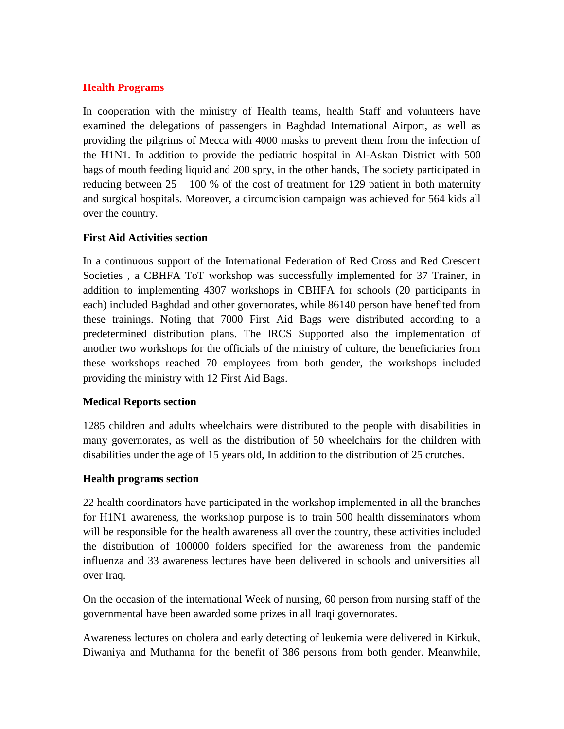## Health Programs

In cooperation with the ministry of Health teams, health Staff and volunteers have examined the delegations of passengers in Baghdad International Airport, as well as providing the pilgrims of Mecca with 4000 masks to prevent them from the infection of the H1N1. In addition to provide the pediatric hospital in Al-Askan District with 500 bags of mouth feeding liquid and 200 spry, in the other hands, The society participated in reducing between 25 – 100 % of the cost of treatment for 129 patient in both maternity and surgical hospitals. Moreover, a circumcision campaign was achieved for 564 kids all over the country.

### First Aid Activities section

In a continuous support of the International Federation of Red Cross and Red Crescent Societies , a CBHFA ToT workshop was successfully implemented for 37 Trainer, in addition to implementing 4307 workshops in CBHFA for schools (20 participants in each) included Baghdad and other governorates, while 86140 person have benefited from these trainings. Noting that 7000 First Aid Bags were distributed according to a predetermined distribution plans. The IRCS Supported also the implementation of another two workshops for the officials of the ministry of culture, the beneficiaries from these workshops reached 70 employees from both gender, the workshops included providing the ministry with 12 First Aid Bags.

### Medical Reports section

1285 children and adults wheelchairs were distributed to the people with disabilities in many governorates, as well as the distribution of 50 wheelchairs for the children with disabilities under the age of 15 years old, In addition to the distribution of 25 crutches.

### Health programs section

22 health coordinators have participated in the workshop implemented in all the branches for H1N1 awareness, the workshop purpose is to train 500 health disseminators whom will be responsible for the health awareness all over the country, these activities included the distribution of 100000 folders specified for the awareness from the pandemic influenza and 33 awareness lectures have been delivered in schools and universities all over Iraq.

On the occasion of the international Week of nursing, 60 person from nursing staff of the governmental have been awarded some prizes in all Iraqi governorates.

Awareness lectures on cholera and early detecting of leukemia were delivered in Kirkuk, Diwaniya and Muthanna for the benefit of 386 persons from both gender. Meanwhile,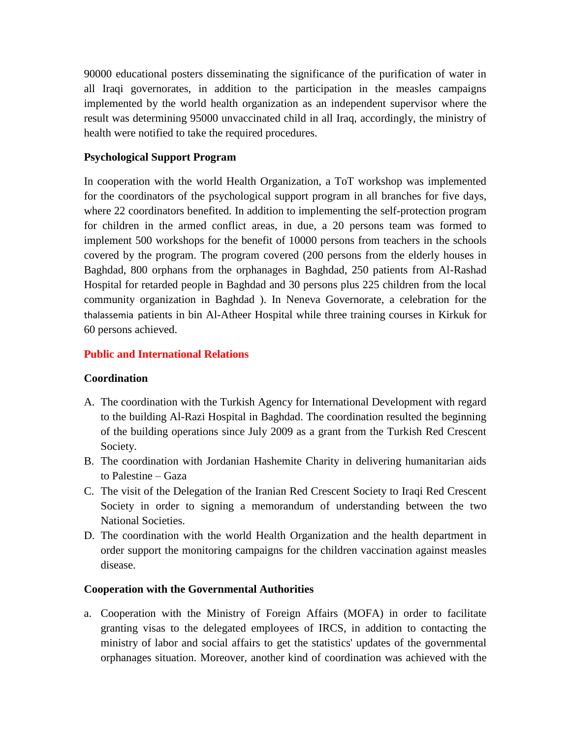90000 educational posters disseminating the significance of the purification of water in all Iraqi governorates, in addition to the participation in the measles campaigns implemented by the world health organization as an independent supervisor where the result was determining 95000 unvaccinated child in all Iraq, accordingly, the ministry of health were notified to take the required procedures.

**Psychological Support Program**

In cooperation with the world Health Organization, a ToT workshop was implemented for the coordinators of the psychological support program in all branches for five days, where 22 coordinators benefited. In addition to implementing the self-protection program for children in the armed conflict areas, in due, a 20 persons team was formed to implement 500 workshops for the benefit of 10000 persons from teachers in the schools covered by the program. The program covered (200 persons from the elderly houses in Baghdad, 800 orphans from the orphanages in Baghdad, 250 patients from Al-Rashad Hospital for retarded people in Baghdad and 30 persons plus 225 children from the local community organization in Baghdad ). In Neneva Governorate, a celebration for the thalassemia patients in bin Al-Atheer Hospital while three training courses in Kirkuk for 60 persons achieved.

## Public and International Relations

**Coordination**

A. The coordination with the Turkish Agency for International Development with regard to the building Al-Razi Hospital in Baghdad. The coordination resulted the beginning of the building operations since July 2009 as a grant from the Turkish Red Crescent Society.
B. The coordination with Jordanian Hashemite Charity in delivering humanitarian aids to Palestine – Gaza
C. The visit of the Delegation of the Iranian Red Crescent Society to Iraqi Red Crescent Society in order to signing a memorandum of understanding between the two National Societies.
D. The coordination with the world Health Organization and the health department in order support the monitoring campaigns for the children vaccination against measles disease.

**Cooperation with the Governmental Authorities**

a. Cooperation with the Ministry of Foreign Affairs (MOFA) in order to facilitate granting visas to the delegated employees of IRCS, in addition to contacting the ministry of labor and social affairs to get the statistics' updates of the governmental orphanages situation. Moreover, another kind of coordination was achieved with the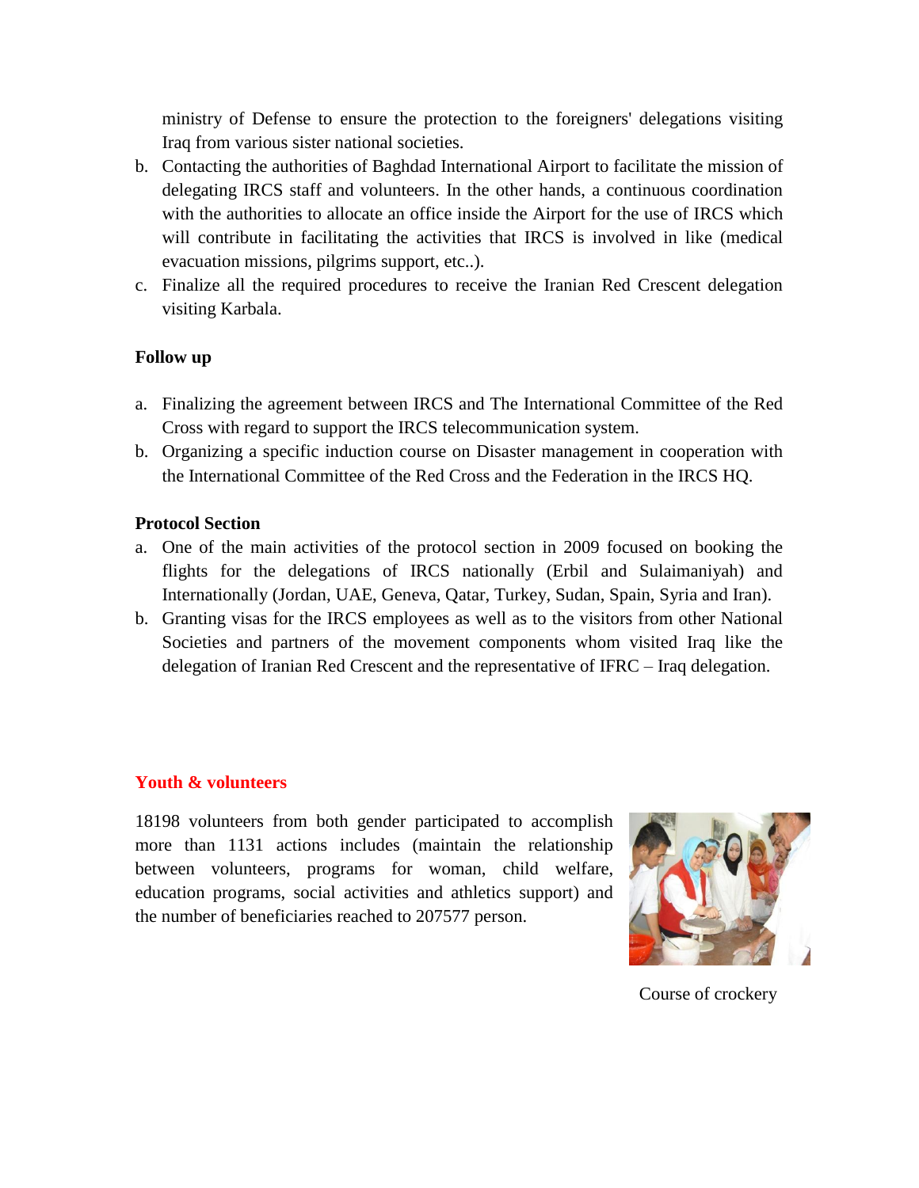ministry of Defense to ensure the protection to the foreigners' delegations visiting Iraq from various sister national societies.

b. Contacting the authorities of Baghdad International Airport to facilitate the mission of delegating IRCS staff and volunteers. In the other hands, a continuous coordination with the authorities to allocate an office inside the Airport for the use of IRCS which will contribute in facilitating the activities that IRCS is involved in like (medical evacuation missions, pilgrims support, etc..).
c. Finalize all the required procedures to receive the Iranian Red Crescent delegation visiting Karbala.

**Follow up**

a. Finalizing the agreement between IRCS and The International Committee of the Red Cross with regard to support the IRCS telecommunication system.
b. Organizing a specific induction course on Disaster management in cooperation with the International Committee of the Red Cross and the Federation in the IRCS HQ.

**Protocol Section**

a. One of the main activities of the protocol section in 2009 focused on booking the flights for the delegations of IRCS nationally (Erbil and Sulaimaniyah) and Internationally (Jordan, UAE, Geneva, Qatar, Turkey, Sudan, Spain, Syria and Iran).
b. Granting visas for the IRCS employees as well as to the visitors from other National Societies and partners of the movement components whom visited Iraq like the delegation of Iranian Red Crescent and the representative of IFRC – Iraq delegation.

## Youth & volunteers

18198 volunteers from both gender participated to accomplish more than 1131 actions includes (maintain the relationship between volunteers, programs for woman, child welfare, education programs, social activities and athletics support) and the number of beneficiaries reached to 207577 person.

Course of crockery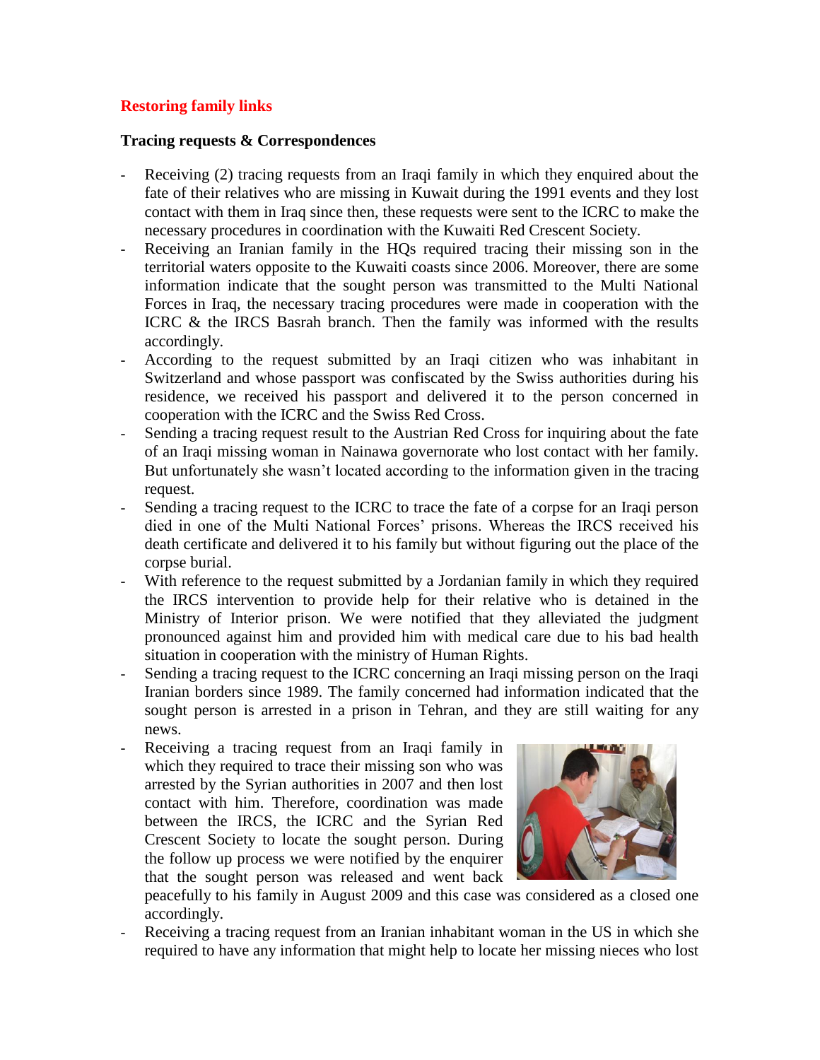## Restoring family links

### Tracing requests & Correspondences

- Receiving (2) tracing requests from an Iraqi family in which they enquired about the fate of their relatives who are missing in Kuwait during the 1991 events and they lost contact with them in Iraq since then, these requests were sent to the ICRC to make the necessary procedures in coordination with the Kuwaiti Red Crescent Society.
- Receiving an Iranian family in the HQs required tracing their missing son in the territorial waters opposite to the Kuwaiti coasts since 2006. Moreover, there are some information indicate that the sought person was transmitted to the Multi National Forces in Iraq, the necessary tracing procedures were made in cooperation with the ICRC & the IRCS Basrah branch. Then the family was informed with the results accordingly.
- According to the request submitted by an Iraqi citizen who was inhabitant in Switzerland and whose passport was confiscated by the Swiss authorities during his residence, we received his passport and delivered it to the person concerned in cooperation with the ICRC and the Swiss Red Cross.
- Sending a tracing request result to the Austrian Red Cross for inquiring about the fate of an Iraqi missing woman in Nainawa governorate who lost contact with her family. But unfortunately she wasn't located according to the information given in the tracing request.
- Sending a tracing request to the ICRC to trace the fate of a corpse for an Iraqi person died in one of the Multi National Forces' prisons. Whereas the IRCS received his death certificate and delivered it to his family but without figuring out the place of the corpse burial.
- With reference to the request submitted by a Jordanian family in which they required the IRCS intervention to provide help for their relative who is detained in the Ministry of Interior prison. We were notified that they alleviated the judgment pronounced against him and provided him with medical care due to his bad health situation in cooperation with the ministry of Human Rights.
- Sending a tracing request to the ICRC concerning an Iraqi missing person on the Iraqi Iranian borders since 1989. The family concerned had information indicated that the sought person is arrested in a prison in Tehran, and they are still waiting for any news.
- Receiving a tracing request from an Iraqi family in which they required to trace their missing son who was arrested by the Syrian authorities in 2007 and then lost contact with him. Therefore, coordination was made between the IRCS, the ICRC and the Syrian Red Crescent Society to locate the sought person. During the follow up process we were notified by the enquirer that the sought person was released and went back peacefully to his family in August 2009 and this case was considered as a closed one accordingly.
- Receiving a tracing request from an Iranian inhabitant woman in the US in which she required to have any information that might help to locate her missing nieces who lost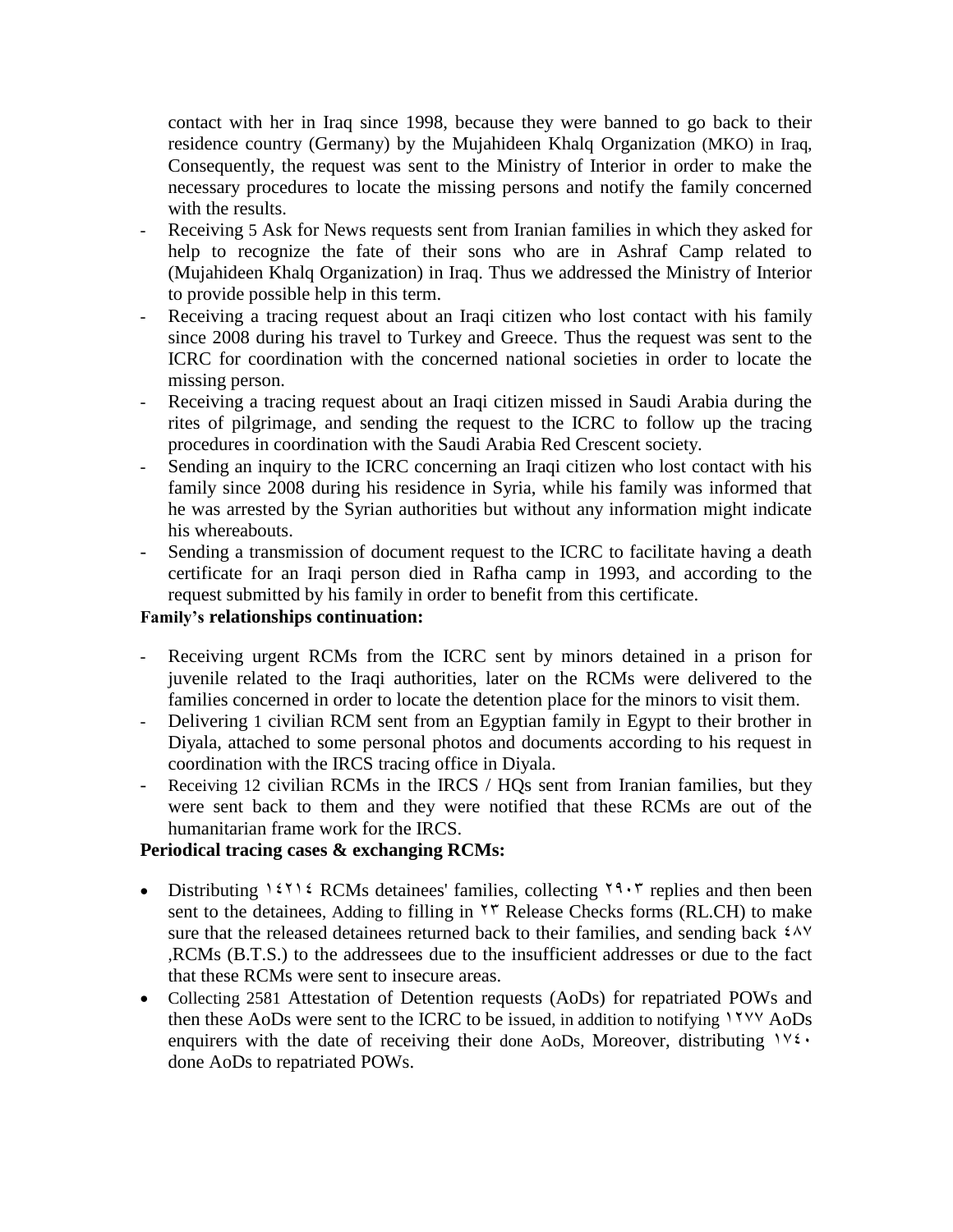contact with her in Iraq since 1998, because they were banned to go back to their residence country (Germany) by the Mujahideen Khalq Organization (MKO) in Iraq, Consequently, the request was sent to the Ministry of Interior in order to make the necessary procedures to locate the missing persons and notify the family concerned with the results.

- Receiving 5 Ask for News requests sent from Iranian families in which they asked for help to recognize the fate of their sons who are in Ashraf Camp related to (Mujahideen Khalq Organization) in Iraq. Thus we addressed the Ministry of Interior to provide possible help in this term.
- Receiving a tracing request about an Iraqi citizen who lost contact with his family since 2008 during his travel to Turkey and Greece. Thus the request was sent to the ICRC for coordination with the concerned national societies in order to locate the missing person.
- Receiving a tracing request about an Iraqi citizen missed in Saudi Arabia during the rites of pilgrimage, and sending the request to the ICRC to follow up the tracing procedures in coordination with the Saudi Arabia Red Crescent society.
- Sending an inquiry to the ICRC concerning an Iraqi citizen who lost contact with his family since 2008 during his residence in Syria, while his family was informed that he was arrested by the Syrian authorities but without any information might indicate his whereabouts.
- Sending a transmission of document request to the ICRC to facilitate having a death certificate for an Iraqi person died in Rafha camp in 1993, and according to the request submitted by his family in order to benefit from this certificate.

**Family's relationships continuation:**

- Receiving urgent RCMs from the ICRC sent by minors detained in a prison for juvenile related to the Iraqi authorities, later on the RCMs were delivered to the families concerned in order to locate the detention place for the minors to visit them.
- Delivering 1 civilian RCM sent from an Egyptian family in Egypt to their brother in Diyala, attached to some personal photos and documents according to his request in coordination with the IRCS tracing office in Diyala.
- Receiving 12 civilian RCMs in the IRCS / HQs sent from Iranian families, but they were sent back to them and they were notified that these RCMs are out of the humanitarian frame work for the IRCS.

**Periodical tracing cases & exchanging RCMs:**

- Distributing ١٤٢١٤ RCMs detainees' families, collecting ٢٩٠٣ replies and then been sent to the detainees, Adding to filling in ٢٣ Release Checks forms (RL.CH) to make sure that the released detainees returned back to their families, and sending back ٤٨٧ ,RCMs (B.T.S.) to the addressees due to the insufficient addresses or due to the fact that these RCMs were sent to insecure areas.
- Collecting 2581 Attestation of Detention requests (AoDs) for repatriated POWs and then these AoDs were sent to the ICRC to be issued, in addition to notifying ١٢٧٧ AoDs enquirers with the date of receiving their done AoDs, Moreover, distributing ١٧٤٠ done AoDs to repatriated POWs.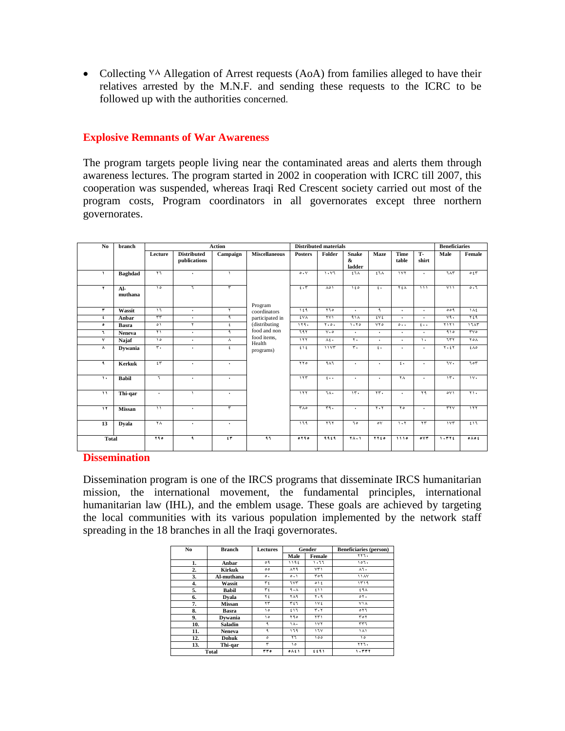- Collecting ٧٨ Allegation of Arrest requests (AoA) from families alleged to have their relatives arrested by the M.N.F. and sending these requests to the ICRC to be followed up with the authorities concerned.

## Explosive Remnants of War Awareness

The program targets people living near the contaminated areas and alerts them through awareness lectures. The program started in 2002 in cooperation with ICRC till 2007, this cooperation was suspended, whereas Iraqi Red Crescent society carried out most of the program costs, Program coordinators in all governorates except three northern governorates.

| No | branch | Action | | | | Distributed materials | | | | | | Beneficiaries | |
|---|---|---|---|---|---|---|---|---|---|---|---|---|---|
| | | Lecture | Distributed publications | Campaign | Miscellaneous | Posters | Folder | Snake & ladder | Maze | Time table | T-shirt | Male | Female |
| ١ | Baghdad | ٢٦ | ٠ | ١ | Program coordinators participated in (distributing food and non food items, Health programs) | ٥٠٧ | ١٠٧٦ | ٤٦٨ | ٤٦٨ | ١٧٢ | ٠ | ٦٨٣ | ٥٤٣ |
| ٢ | Al-muthana | ١٥ | ٦ | ٣ | | ٤٠٣ | ٨٥١ | ١٤٥ | ٤٠ | ٢٤٨ | ١١١ | ٧١١ | ٥٠٦ |
| ٣ | Wassit | ١٦ | ٠ | ٢ | | ١٤٩ | ٢٦٥ | ٠ | ٩ | ٠ | ٠ | ٥٥٩ | ١٨٤ |
| ٤ | Anbar | ٣٣ | ٠ | ٩ | | ٤٧٨ | ٢٧١ | ٩١٨ | ٤٧٤ | ٠ | ٠ | ٧٩٠ | ٢٤٩ |
| ٥ | Basra | ٥١ | ٢ | ٤ | | ١٢٩٠ | ٢٠٥٠ | ١٠٢٥ | ٧٢٥ | ٥٠٠ | ٤٠٠ | ٢١٢١ | ١٦٨٣ |
| ٦ | Neneva | ٢١ | ٠ | ٩ | | ٦٩٢ | ٧٠٥ | ٠ | ٠ | ٠ | ٠ | ٩١٥ | ٣٧٥ |
| ٧ | Najaf | ١٥ | ٠ | ٨ | | ١٢٢ | ٨٤٠ | ٢٠ | ٠ | ٠ | ١٠ | ٦٣٢ | ٢٥٨ |
| ٨ | Dywania | ٣٠ | ٠ | ٤ | | ٤١٤ | ١١٧٣ | ٣٠ | ٤٠ | ٠ | ٠ | ٢٠٤٢ | ٤٨٥ |
| ٩ | Kerkuk | ٤٣ | ٠ | ٠ | | ٢٢٥ | ٩٨٦ | ٠ | ٠ | ٤٠ | ٠ | ٦٧٠ | ٦٥٣ |
| ١٠ | Babil | ٦ | ٠ | ٠ | | ١٢٣ | ٤٠٠ | ٠ | ٠ | ٢٨ | ٠ | ١٣٠ | ١٧٠ |
| ١١ | Thi-qar | ٠ | ١ | ٠ | | ١٢٢ | ٦٨٠ | ١٣٠ | ٢٣٠ | ٠ | ٢٩ | ٥٧١ | ٢١٠ |
| ١٢ | Missan | ١١ | ٠ | ٣ | | ٣٨٥ | ٣٩٠ | ٠ | ٢٠٢ | ٢٥ | ٠ | ٣٢٧ | ١٢٢ |
| 13 | Dyala | ٢٨ | ٠ | ٠ | | ١٦٩ | ٢٦٢ | ٦٥ | ٥٧ | ١٠٢ | ٢٣ | ١٧٣ | ٤١٦ |
| Total | | ٢٩٥ | ٩ | ٤٣ | ٩٦ | ٥٢٩٥ | ٩٩٤٩ | ٢٨٠١ | ٢٢٤٥ | ١١١٥ | ٥٧٣ | ١٠٣٢٤ | ٥٨٥٤ |

## Dissemination

Dissemination program is one of the IRCS programs that disseminate IRCS humanitarian mission, the international movement, the fundamental principles, international humanitarian law (IHL), and the emblem usage. These goals are achieved by targeting the local communities with its various population implemented by the network staff spreading in the 18 branches in all the Iraqi governorates.

| No | Branch | Lectures | Gender | | Beneficiaries (person) |
|---|---|---|---|---|---|
| | | | Male | Female | ٢٢٦٠ |
| 1. | Anbar | ٥٩ | ١١٩٤ | ١٠٦٦ | ١٥٦٠ |
| 2. | Kirkuk | ٥٥ | ٨٢٩ | ٧٣١ | ٨٦٠ |
| 3. | Al-muthana | ٥٠ | ٥٠١ | ٣٥٩ | ١١٨٧ |
| 4. | Wassit | ٣٤ | ٦٧٣ | ٥١٤ | ١٣١٩ |
| 5. | Babil | ٣٤ | ٩٠٨ | ٤١١ | ٤٩٨ |
| 6. | Dyala | ٢٤ | ٢٨٩ | ٢٠٩ | ٥٢٠ |
| 7. | Missan | ٢٣ | ٣٤٦ | ١٧٤ | ٧١٨ |
| 8. | Basra | ١٥ | ٤١٦ | ٣٠٢ | ٥٢٦ |
| 9. | Dywania | ١٥ | ٢٩٥ | ٢٣١ | ٣٥٢ |
| 10. | Saladin | ٩ | ١٨٠ | ١٧٢ | ٣٣٦ |
| 11. | Neneva | ٩ | ١٦٩ | ١٦٧ | ١٨١ |
| 12. | Dohuk | ٥ | ٢٦ | ١٥٥ | ١٥ |
| 13. | Thi-qar | ٣ | ١٥ | | ٢٢٦٠ |
| Total | | ٣٣٥ | ٥٨٤١ | ٤٤٩١ | ١٠٣٣٢ |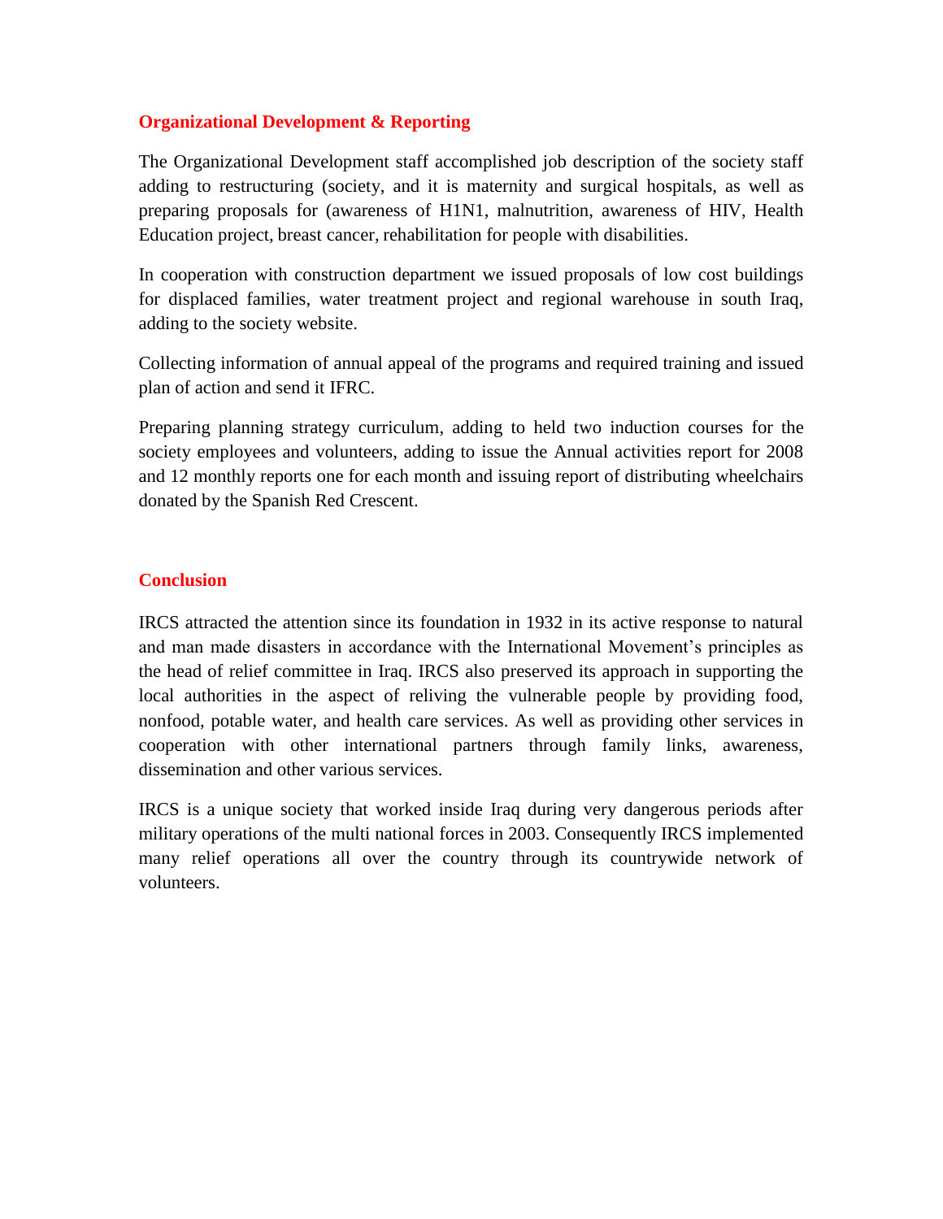## Organizational Development & Reporting

The Organizational Development staff accomplished job description of the society staff adding to restructuring (society, and it is maternity and surgical hospitals, as well as preparing proposals for (awareness of H1N1, malnutrition, awareness of HIV, Health Education project, breast cancer, rehabilitation for people with disabilities.

In cooperation with construction department we issued proposals of low cost buildings for displaced families, water treatment project and regional warehouse in south Iraq, adding to the society website.

Collecting information of annual appeal of the programs and required training and issued plan of action and send it IFRC.

Preparing planning strategy curriculum, adding to held two induction courses for the society employees and volunteers, adding to issue the Annual activities report for 2008 and 12 monthly reports one for each month and issuing report of distributing wheelchairs donated by the Spanish Red Crescent.

## Conclusion

IRCS attracted the attention since its foundation in 1932 in its active response to natural and man made disasters in accordance with the International Movement's principles as the head of relief committee in Iraq. IRCS also preserved its approach in supporting the local authorities in the aspect of reliving the vulnerable people by providing food, nonfood, potable water, and health care services. As well as providing other services in cooperation with other international partners through family links, awareness, dissemination and other various services.

IRCS is a unique society that worked inside Iraq during very dangerous periods after military operations of the multi national forces in 2003. Consequently IRCS implemented many relief operations all over the country through its countrywide network of volunteers.